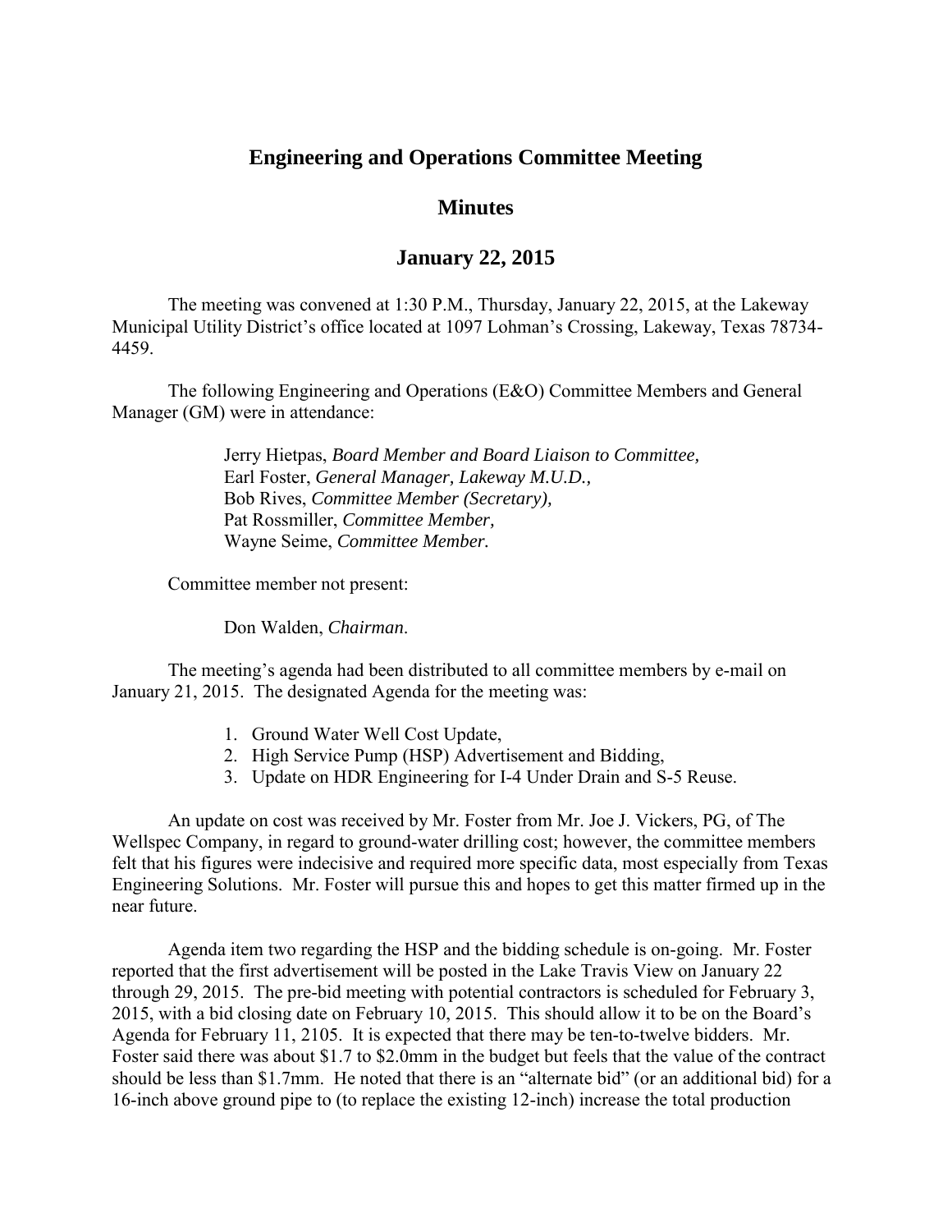# Engineering and Operations Committee Meeting

## Minutes

## January 22, 2015

The meeting was convened at 1:30 P.M., Thursday, January 22, 2015, at the Lakeway Municipal Utility District's office located at 1097 Lohman's Crossing, Lakeway, Texas 78734-4459.

The following Engineering and Operations (E&O) Committee Members and General Manager (GM) were in attendance:

> Jerry Hietpas, *Board Member and Board Liaison to Committee,*
> Earl Foster, *General Manager, Lakeway M.U.D.,*
> Bob Rives, *Committee Member (Secretary),*
> Pat Rossmiller, *Committee Member,*
> Wayne Seime, *Committee Member.*

Committee member not present:

> Don Walden, *Chairman*.

The meeting's agenda had been distributed to all committee members by e-mail on January 21, 2015. The designated Agenda for the meeting was:

1. Ground Water Well Cost Update,
2. High Service Pump (HSP) Advertisement and Bidding,
3. Update on HDR Engineering for I-4 Under Drain and S-5 Reuse.

An update on cost was received by Mr. Foster from Mr. Joe J. Vickers, PG, of The Wellspec Company, in regard to ground-water drilling cost; however, the committee members felt that his figures were indecisive and required more specific data, most especially from Texas Engineering Solutions. Mr. Foster will pursue this and hopes to get this matter firmed up in the near future.

Agenda item two regarding the HSP and the bidding schedule is on-going. Mr. Foster reported that the first advertisement will be posted in the Lake Travis View on January 22 through 29, 2015. The pre-bid meeting with potential contractors is scheduled for February 3, 2015, with a bid closing date on February 10, 2015. This should allow it to be on the Board's Agenda for February 11, 2105. It is expected that there may be ten-to-twelve bidders. Mr. Foster said there was about $1.7 to $2.0mm in the budget but feels that the value of the contract should be less than $1.7mm. He noted that there is an "alternate bid" (or an additional bid) for a 16-inch above ground pipe to (to replace the existing 12-inch) increase the total production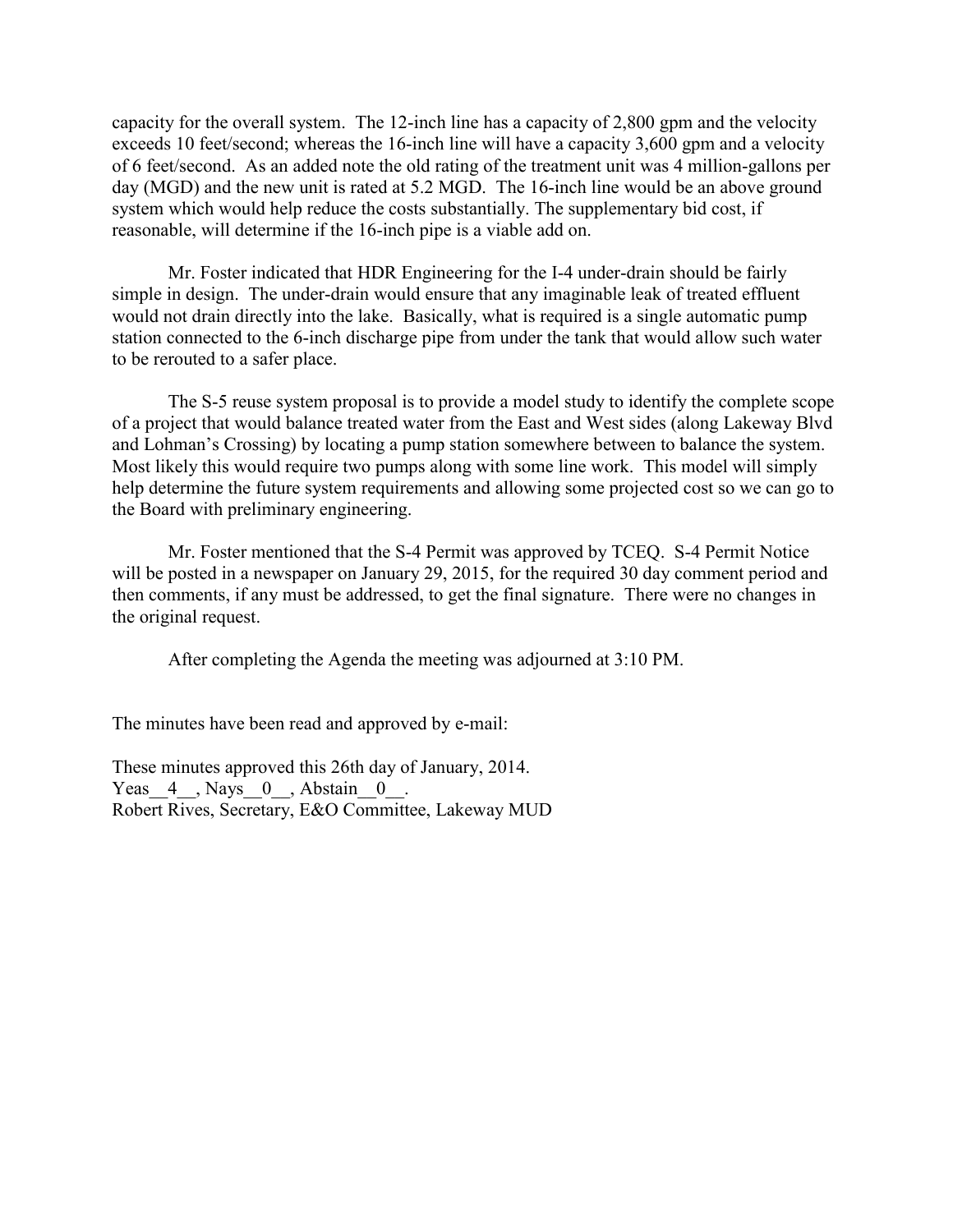capacity for the overall system. The 12-inch line has a capacity of 2,800 gpm and the velocity exceeds 10 feet/second; whereas the 16-inch line will have a capacity 3,600 gpm and a velocity of 6 feet/second. As an added note the old rating of the treatment unit was 4 million-gallons per day (MGD) and the new unit is rated at 5.2 MGD. The 16-inch line would be an above ground system which would help reduce the costs substantially. The supplementary bid cost, if reasonable, will determine if the 16-inch pipe is a viable add on.

Mr. Foster indicated that HDR Engineering for the I-4 under-drain should be fairly simple in design. The under-drain would ensure that any imaginable leak of treated effluent would not drain directly into the lake. Basically, what is required is a single automatic pump station connected to the 6-inch discharge pipe from under the tank that would allow such water to be rerouted to a safer place.

The S-5 reuse system proposal is to provide a model study to identify the complete scope of a project that would balance treated water from the East and West sides (along Lakeway Blvd and Lohman's Crossing) by locating a pump station somewhere between to balance the system. Most likely this would require two pumps along with some line work. This model will simply help determine the future system requirements and allowing some projected cost so we can go to the Board with preliminary engineering.

Mr. Foster mentioned that the S-4 Permit was approved by TCEQ. S-4 Permit Notice will be posted in a newspaper on January 29, 2015, for the required 30 day comment period and then comments, if any must be addressed, to get the final signature. There were no changes in the original request.

After completing the Agenda the meeting was adjourned at 3:10 PM.

The minutes have been read and approved by e-mail:

These minutes approved this 26th day of January, 2014.
Yeas__4__, Nays__0__, Abstain__0__.
Robert Rives, Secretary, E&O Committee, Lakeway MUD